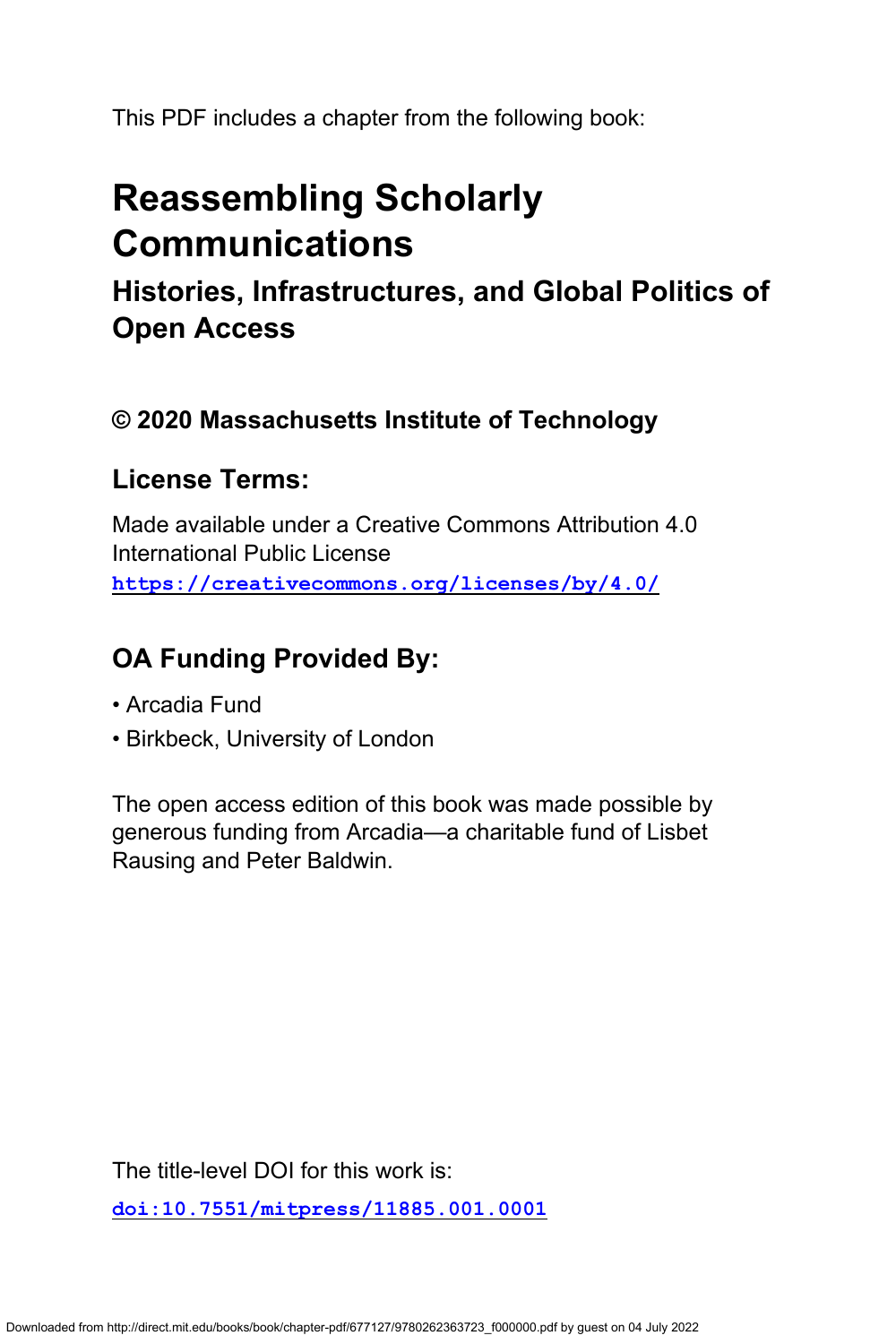This PDF includes a chapter from the following book:

# Reassembling Scholarly Communications

## Histories, Infrastructures, and Global Politics of Open Access

### © 2020 Massachusetts Institute of Technology

### License Terms:

Made available under a Creative Commons Attribution 4.0 International Public License
**https://creativecommons.org/licenses/by/4.0/**

### OA Funding Provided By:

- Arcadia Fund
- Birkbeck, University of London

The open access edition of this book was made possible by generous funding from Arcadia—a charitable fund of Lisbet Rausing and Peter Baldwin.

The title-level DOI for this work is:

**doi:10.7551/mitpress/11885.001.0001**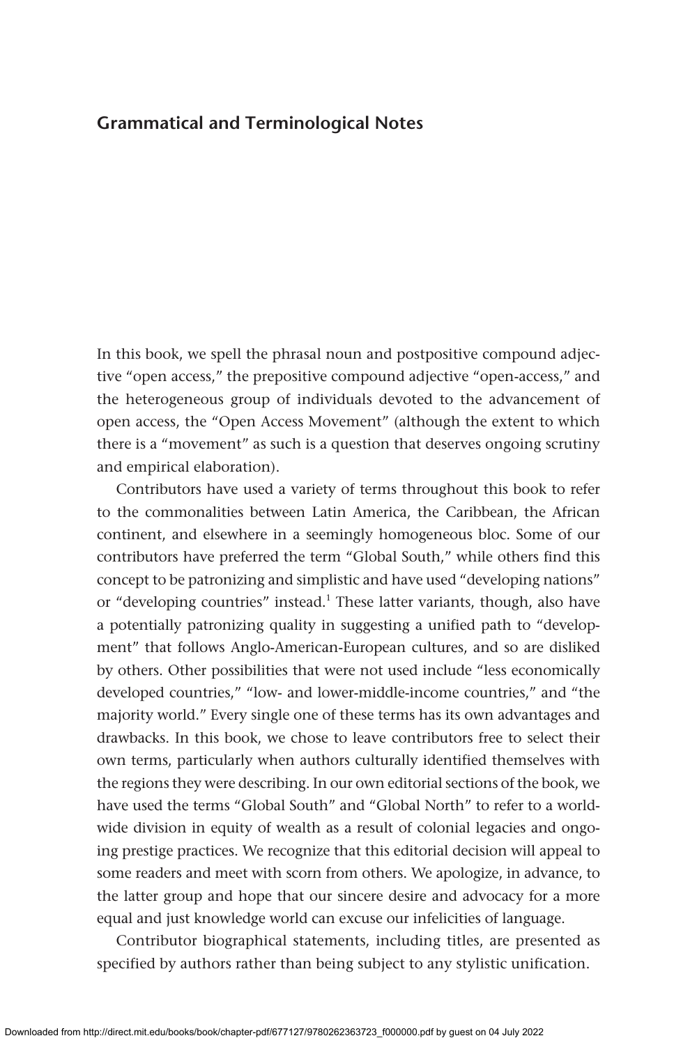## Grammatical and Terminological Notes

In this book, we spell the phrasal noun and postpositive compound adjective "open access," the prepositive compound adjective "open-access," and the heterogeneous group of individuals devoted to the advancement of open access, the "Open Access Movement" (although the extent to which there is a "movement" as such is a question that deserves ongoing scrutiny and empirical elaboration).

Contributors have used a variety of terms throughout this book to refer to the commonalities between Latin America, the Caribbean, the African continent, and elsewhere in a seemingly homogeneous bloc. Some of our contributors have preferred the term "Global South," while others find this concept to be patronizing and simplistic and have used "developing nations" or "developing countries" instead.[1] These latter variants, though, also have a potentially patronizing quality in suggesting a unified path to "development" that follows Anglo-American-European cultures, and so are disliked by others. Other possibilities that were not used include "less economically developed countries," "low- and lower-middle-income countries," and "the majority world." Every single one of these terms has its own advantages and drawbacks. In this book, we chose to leave contributors free to select their own terms, particularly when authors culturally identified themselves with the regions they were describing. In our own editorial sections of the book, we have used the terms "Global South" and "Global North" to refer to a worldwide division in equity of wealth as a result of colonial legacies and ongoing prestige practices. We recognize that this editorial decision will appeal to some readers and meet with scorn from others. We apologize, in advance, to the latter group and hope that our sincere desire and advocacy for a more equal and just knowledge world can excuse our infelicities of language.

Contributor biographical statements, including titles, are presented as specified by authors rather than being subject to any stylistic unification.